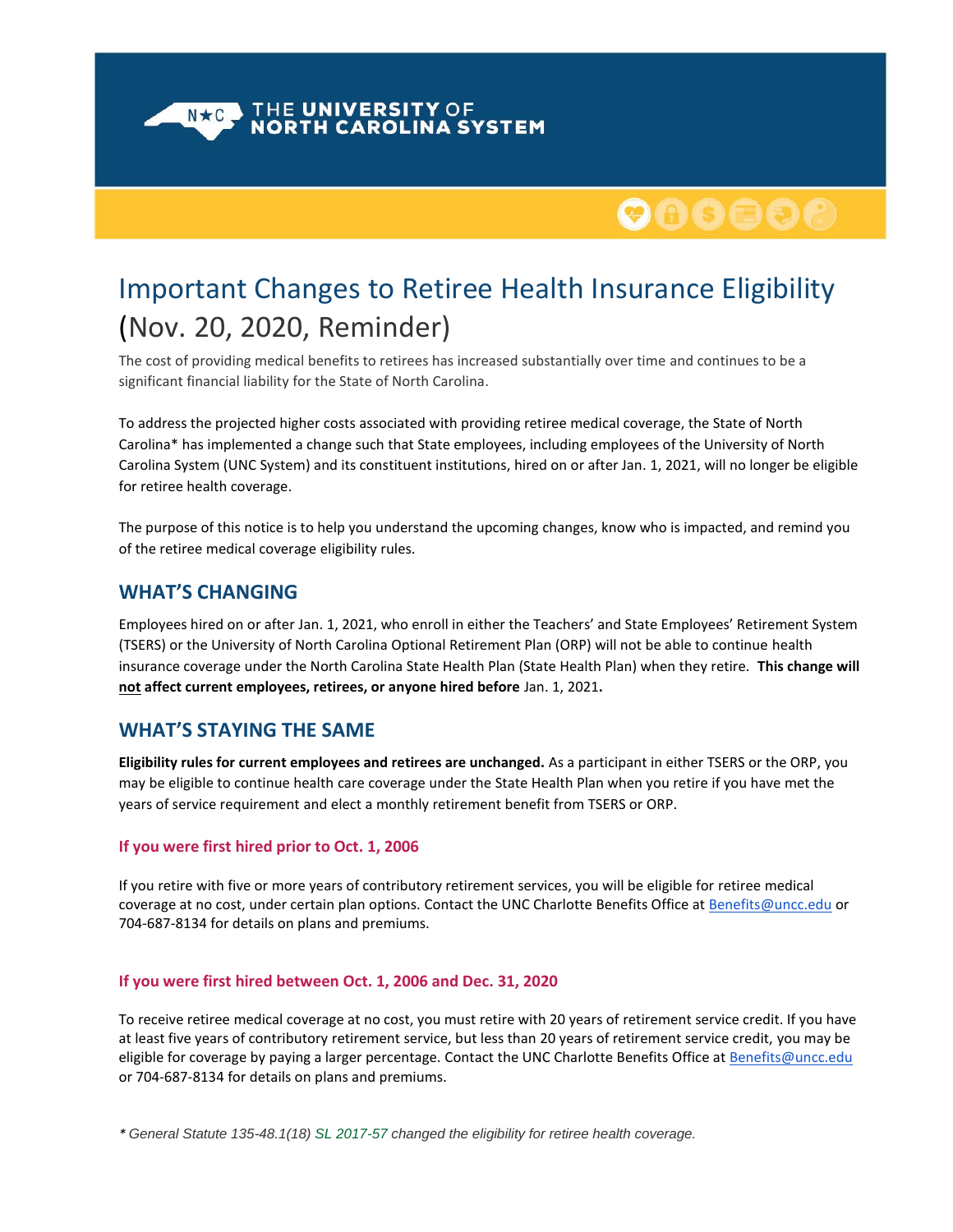THE UNIVERSITY OF NORTH CAROLINA SYSTEM

# Important Changes to Retiree Health Insurance Eligibility (Nov. 20, 2020, Reminder)

The cost of providing medical benefits to retirees has increased substantially over time and continues to be a significant financial liability for the State of North Carolina.

To address the projected higher costs associated with providing retiree medical coverage, the State of North Carolina* has implemented a change such that State employees, including employees of the University of North Carolina System (UNC System) and its constituent institutions, hired on or after Jan. 1, 2021, will no longer be eligible for retiree health coverage.

The purpose of this notice is to help you understand the upcoming changes, know who is impacted, and remind you of the retiree medical coverage eligibility rules.

## WHAT'S CHANGING

Employees hired on or after Jan. 1, 2021, who enroll in either the Teachers' and State Employees' Retirement System (TSERS) or the University of North Carolina Optional Retirement Plan (ORP) will not be able to continue health insurance coverage under the North Carolina State Health Plan (State Health Plan) when they retire. **This change will not affect current employees, retirees, or anyone hired before** Jan. 1, 2021**.**

## WHAT'S STAYING THE SAME

**Eligibility rules for current employees and retirees are unchanged.** As a participant in either TSERS or the ORP, you may be eligible to continue health care coverage under the State Health Plan when you retire if you have met the years of service requirement and elect a monthly retirement benefit from TSERS or ORP.

### If you were first hired prior to Oct. 1, 2006

If you retire with five or more years of contributory retirement services, you will be eligible for retiree medical coverage at no cost, under certain plan options. Contact the UNC Charlotte Benefits Office at Benefits@uncc.edu or 704-687-8134 for details on plans and premiums.

### If you were first hired between Oct. 1, 2006 and Dec. 31, 2020

To receive retiree medical coverage at no cost, you must retire with 20 years of retirement service credit. If you have at least five years of contributory retirement service, but less than 20 years of retirement service credit, you may be eligible for coverage by paying a larger percentage. Contact the UNC Charlotte Benefits Office at Benefits@uncc.edu or 704-687-8134 for details on plans and premiums.

*\* General Statute 135-48.1(18) SL 2017-57 changed the eligibility for retiree health coverage.*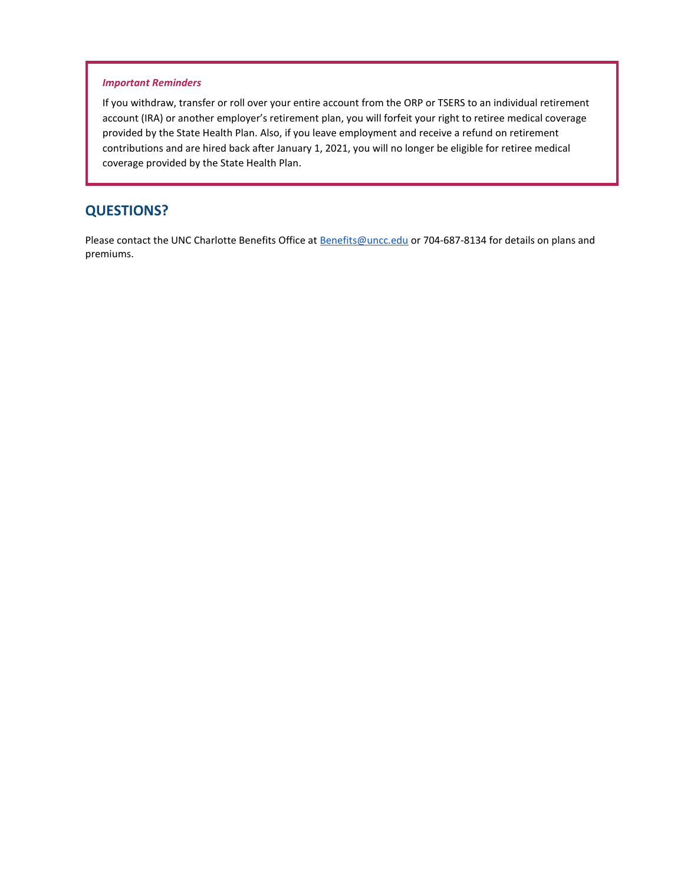*Important Reminders*

If you withdraw, transfer or roll over your entire account from the ORP or TSERS to an individual retirement account (IRA) or another employer's retirement plan, you will forfeit your right to retiree medical coverage provided by the State Health Plan. Also, if you leave employment and receive a refund on retirement contributions and are hired back after January 1, 2021, you will no longer be eligible for retiree medical coverage provided by the State Health Plan.

## QUESTIONS?

Please contact the UNC Charlotte Benefits Office at [Benefits@uncc.edu](mailto:Benefits@uncc.edu) or 704-687-8134 for details on plans and premiums.